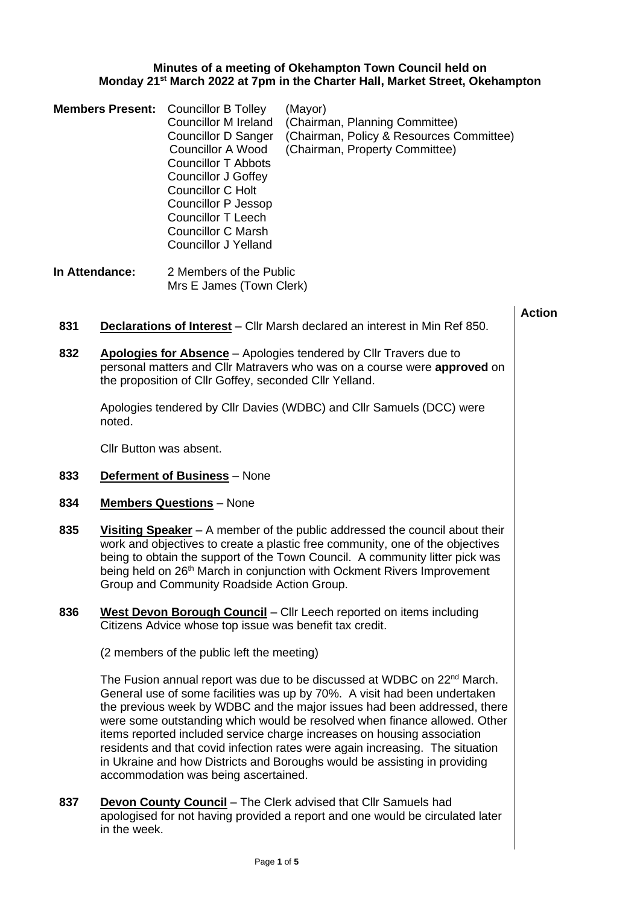**Minutes of a meeting of Okehampton Town Council held on Monday 21st March 2022 at 7pm in the Charter Hall, Market Street, Okehampton**

**Members Present:**

| | |
|---|---|
| Councillor B Tolley | (Mayor) |
| Councillor M Ireland | (Chairman, Planning Committee) |
| Councillor D Sanger | (Chairman, Policy & Resources Committee) |
| Councillor A Wood | (Chairman, Property Committee) |
| Councillor T Abbots | |
| Councillor J Goffey | |
| Councillor C Holt | |
| Councillor P Jessop | |
| Councillor T Leech | |
| Councillor C Marsh | |
| Councillor J Yelland | |

**In Attendance:** 2 Members of the Public
Mrs E James (Town Clerk)

**Action**

**831** **Declarations of Interest** – Cllr Marsh declared an interest in Min Ref 850.

**832** **Apologies for Absence** – Apologies tendered by Cllr Travers due to personal matters and Cllr Matravers who was on a course were **approved** on the proposition of Cllr Goffey, seconded Cllr Yelland.

Apologies tendered by Cllr Davies (WDBC) and Cllr Samuels (DCC) were noted.

Cllr Button was absent.

**833** **Deferment of Business** – None

**834** **Members Questions** – None

**835** **Visiting Speaker** – A member of the public addressed the council about their work and objectives to create a plastic free community, one of the objectives being to obtain the support of the Town Council. A community litter pick was being held on 26th March in conjunction with Ockment Rivers Improvement Group and Community Roadside Action Group.

**836** **West Devon Borough Council** – Cllr Leech reported on items including Citizens Advice whose top issue was benefit tax credit.

(2 members of the public left the meeting)

The Fusion annual report was due to be discussed at WDBC on 22nd March. General use of some facilities was up by 70%. A visit had been undertaken the previous week by WDBC and the major issues had been addressed, there were some outstanding which would be resolved when finance allowed. Other items reported included service charge increases on housing association residents and that covid infection rates were again increasing. The situation in Ukraine and how Districts and Boroughs would be assisting in providing accommodation was being ascertained.

**837** **Devon County Council** – The Clerk advised that Cllr Samuels had apologised for not having provided a report and one would be circulated later in the week.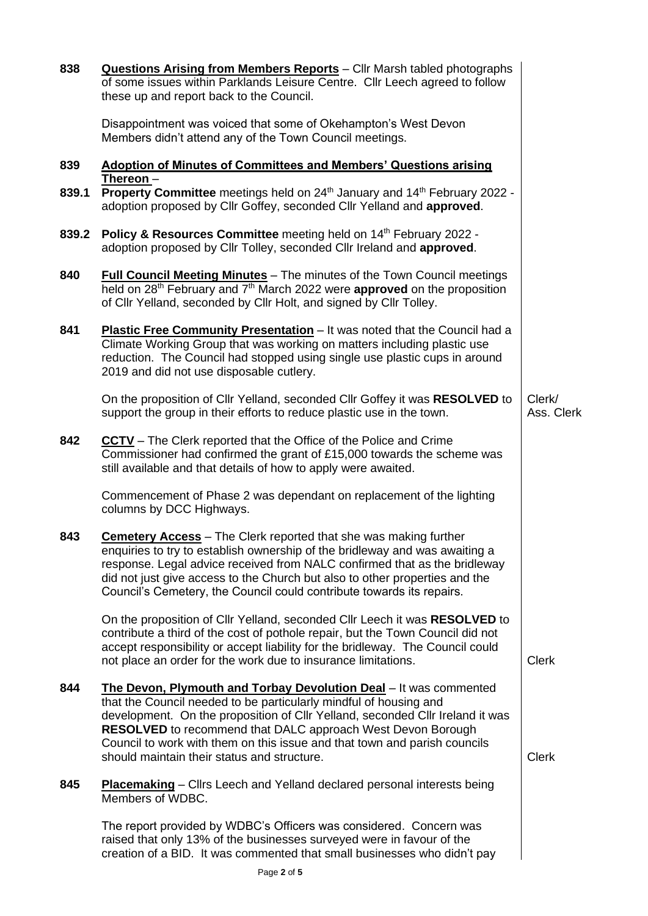**838** **<u>Questions Arising from Members Reports</u>** – Cllr Marsh tabled photographs of some issues within Parklands Leisure Centre. Cllr Leech agreed to follow these up and report back to the Council.

Disappointment was voiced that some of Okehampton's West Devon Members didn't attend any of the Town Council meetings.

**839** **<u>Adoption of Minutes of Committees and Members' Questions arising Thereon</u>** –

**839.1** **Property Committee** meetings held on 24th January and 14th February 2022 - adoption proposed by Cllr Goffey, seconded Cllr Yelland and **approved**.

**839.2** **Policy & Resources Committee** meeting held on 14th February 2022 - adoption proposed by Cllr Tolley, seconded Cllr Ireland and **approved**.

**840** **<u>Full Council Meeting Minutes</u>** – The minutes of the Town Council meetings held on 28th February and 7th March 2022 were **approved** on the proposition of Cllr Yelland, seconded by Cllr Holt, and signed by Cllr Tolley.

**841** **<u>Plastic Free Community Presentation</u>** – It was noted that the Council had a Climate Working Group that was working on matters including plastic use reduction. The Council had stopped using single use plastic cups in around 2019 and did not use disposable cutlery.

On the proposition of Cllr Yelland, seconded Cllr Goffey it was **RESOLVED** to support the group in their efforts to reduce plastic use in the town. — *Clerk/ Ass. Clerk*

**842** **<u>CCTV</u>** – The Clerk reported that the Office of the Police and Crime Commissioner had confirmed the grant of £15,000 towards the scheme was still available and that details of how to apply were awaited.

Commencement of Phase 2 was dependant on replacement of the lighting columns by DCC Highways.

**843** **<u>Cemetery Access</u>** – The Clerk reported that she was making further enquiries to try to establish ownership of the bridleway and was awaiting a response. Legal advice received from NALC confirmed that as the bridleway did not just give access to the Church but also to other properties and the Council's Cemetery, the Council could contribute towards its repairs.

On the proposition of Cllr Yelland, seconded Cllr Leech it was **RESOLVED** to contribute a third of the cost of pothole repair, but the Town Council did not accept responsibility or accept liability for the bridleway. The Council could not place an order for the work due to insurance limitations. — *Clerk*

**844** **<u>The Devon, Plymouth and Torbay Devolution Deal</u>** – It was commented that the Council needed to be particularly mindful of housing and development. On the proposition of Cllr Yelland, seconded Cllr Ireland it was **RESOLVED** to recommend that DALC approach West Devon Borough Council to work with them on this issue and that town and parish councils should maintain their status and structure. — *Clerk*

**845** **<u>Placemaking</u>** – Cllrs Leech and Yelland declared personal interests being Members of WDBC.

The report provided by WDBC's Officers was considered. Concern was raised that only 13% of the businesses surveyed were in favour of the creation of a BID. It was commented that small businesses who didn't pay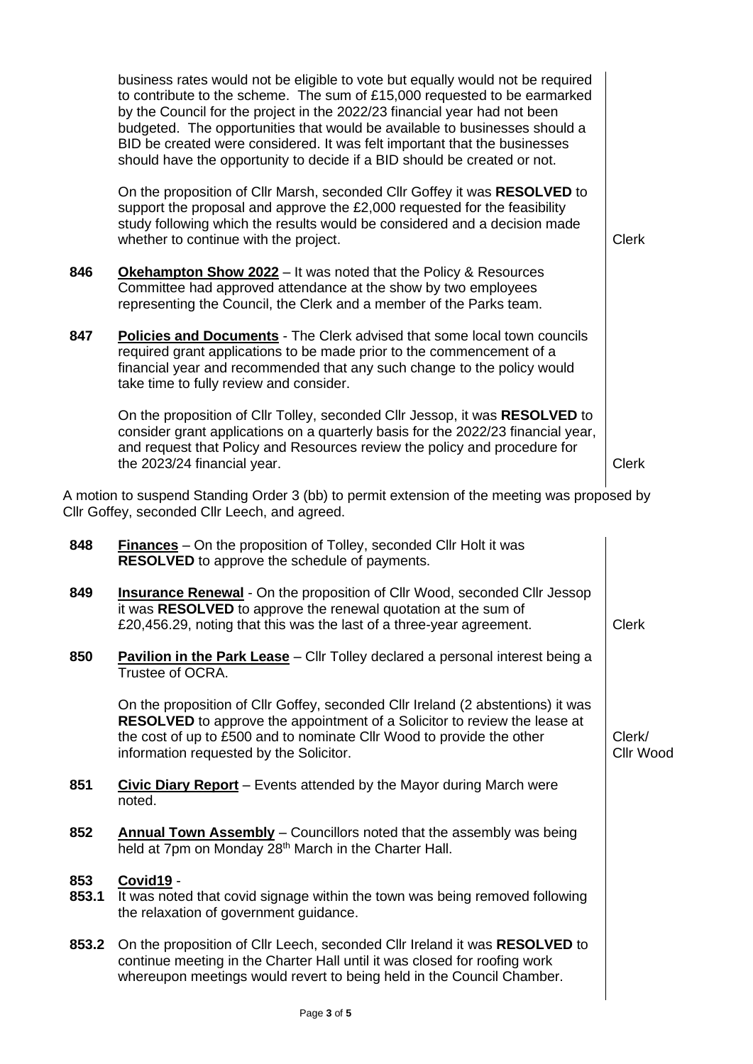business rates would not be eligible to vote but equally would not be required to contribute to the scheme. The sum of £15,000 requested to be earmarked by the Council for the project in the 2022/23 financial year had not been budgeted. The opportunities that would be available to businesses should a BID be created were considered. It was felt important that the businesses should have the opportunity to decide if a BID should be created or not.

On the proposition of Cllr Marsh, seconded Cllr Goffey it was **RESOLVED** to support the proposal and approve the £2,000 requested for the feasibility study following which the results would be considered and a decision made whether to continue with the project. — Clerk

**846** **Okehampton Show 2022** – It was noted that the Policy & Resources Committee had approved attendance at the show by two employees representing the Council, the Clerk and a member of the Parks team.

**847** **Policies and Documents** - The Clerk advised that some local town councils required grant applications to be made prior to the commencement of a financial year and recommended that any such change to the policy would take time to fully review and consider.

On the proposition of Cllr Tolley, seconded Cllr Jessop, it was **RESOLVED** to consider grant applications on a quarterly basis for the 2022/23 financial year, and request that Policy and Resources review the policy and procedure for the 2023/24 financial year. — Clerk

A motion to suspend Standing Order 3 (bb) to permit extension of the meeting was proposed by Cllr Goffey, seconded Cllr Leech, and agreed.

**848** **Finances** – On the proposition of Tolley, seconded Cllr Holt it was **RESOLVED** to approve the schedule of payments.

**849** **Insurance Renewal** - On the proposition of Cllr Wood, seconded Cllr Jessop it was **RESOLVED** to approve the renewal quotation at the sum of £20,456.29, noting that this was the last of a three-year agreement. — Clerk

**850** **Pavilion in the Park Lease** – Cllr Tolley declared a personal interest being a Trustee of OCRA.

On the proposition of Cllr Goffey, seconded Cllr Ireland (2 abstentions) it was **RESOLVED** to approve the appointment of a Solicitor to review the lease at the cost of up to £500 and to nominate Cllr Wood to provide the other information requested by the Solicitor. — Clerk/ Cllr Wood

**851** **Civic Diary Report** – Events attended by the Mayor during March were noted.

**852** **Annual Town Assembly** – Councillors noted that the assembly was being held at 7pm on Monday 28th March in the Charter Hall.

**853** **Covid19** -

**853.1** It was noted that covid signage within the town was being removed following the relaxation of government guidance.

**853.2** On the proposition of Cllr Leech, seconded Cllr Ireland it was **RESOLVED** to continue meeting in the Charter Hall until it was closed for roofing work whereupon meetings would revert to being held in the Council Chamber.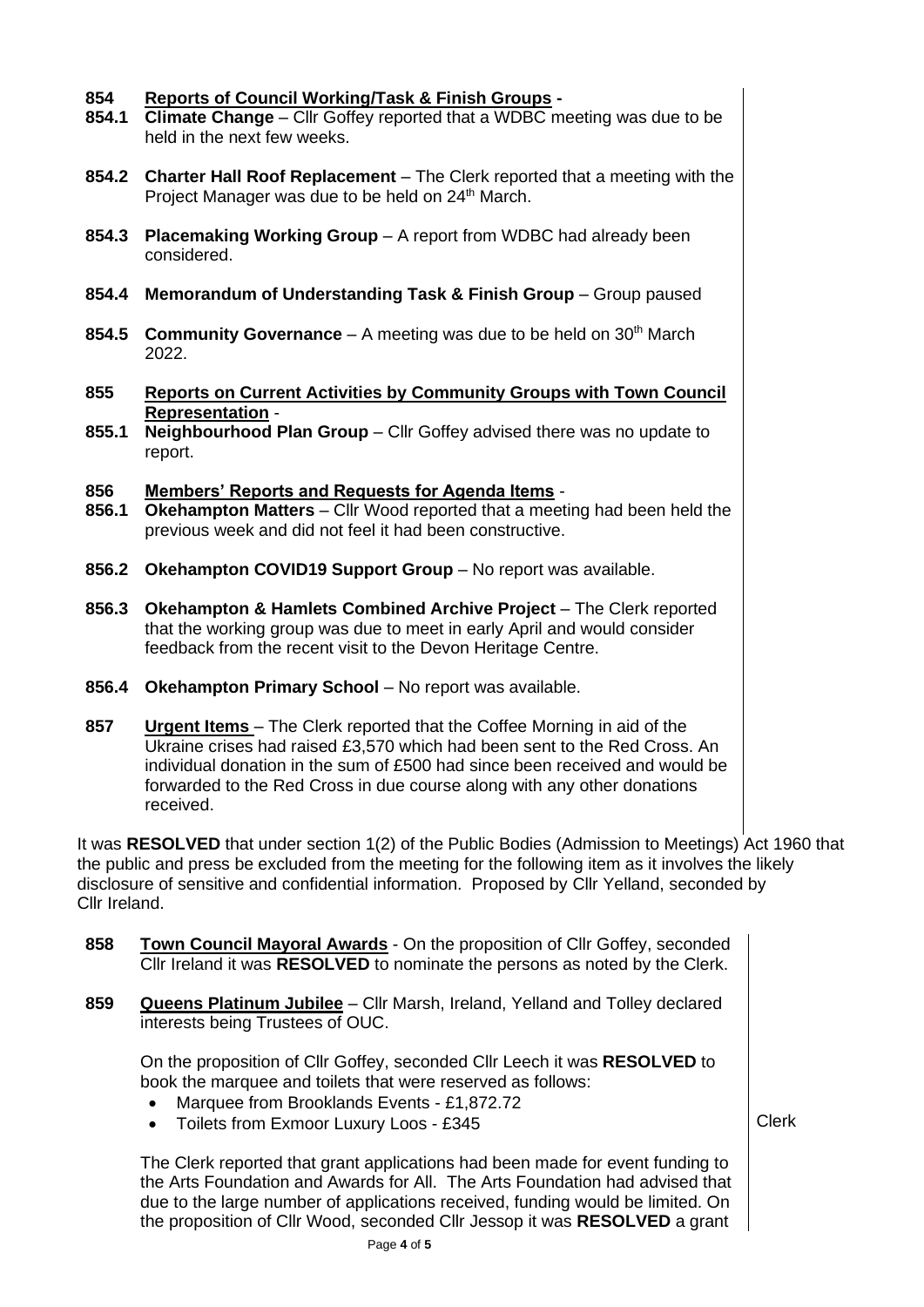**854 Reports of Council Working/Task & Finish Groups -**

**854.1 Climate Change** – Cllr Goffey reported that a WDBC meeting was due to be held in the next few weeks.

**854.2 Charter Hall Roof Replacement** – The Clerk reported that a meeting with the Project Manager was due to be held on 24th March.

**854.3 Placemaking Working Group** – A report from WDBC had already been considered.

**854.4 Memorandum of Understanding Task & Finish Group** – Group paused

**854.5 Community Governance** – A meeting was due to be held on 30th March 2022.

**855 Reports on Current Activities by Community Groups with Town Council Representation** -

**855.1 Neighbourhood Plan Group** – Cllr Goffey advised there was no update to report.

**856 Members' Reports and Requests for Agenda Items** -

**856.1 Okehampton Matters** – Cllr Wood reported that a meeting had been held the previous week and did not feel it had been constructive.

**856.2 Okehampton COVID19 Support Group** – No report was available.

**856.3 Okehampton & Hamlets Combined Archive Project** – The Clerk reported that the working group was due to meet in early April and would consider feedback from the recent visit to the Devon Heritage Centre.

**856.4 Okehampton Primary School** – No report was available.

**857 Urgent Items** – The Clerk reported that the Coffee Morning in aid of the Ukraine crises had raised £3,570 which had been sent to the Red Cross. An individual donation in the sum of £500 had since been received and would be forwarded to the Red Cross in due course along with any other donations received.

It was **RESOLVED** that under section 1(2) of the Public Bodies (Admission to Meetings) Act 1960 that the public and press be excluded from the meeting for the following item as it involves the likely disclosure of sensitive and confidential information. Proposed by Cllr Yelland, seconded by Cllr Ireland.

**858 Town Council Mayoral Awards** - On the proposition of Cllr Goffey, seconded Cllr Ireland it was **RESOLVED** to nominate the persons as noted by the Clerk.

**859 Queens Platinum Jubilee** – Cllr Marsh, Ireland, Yelland and Tolley declared interests being Trustees of OUC.

On the proposition of Cllr Goffey, seconded Cllr Leech it was **RESOLVED** to book the marquee and toilets that were reserved as follows:

- Marquee from Brooklands Events - £1,872.72
- Toilets from Exmoor Luxury Loos - £345

Clerk

The Clerk reported that grant applications had been made for event funding to the Arts Foundation and Awards for All. The Arts Foundation had advised that due to the large number of applications received, funding would be limited. On the proposition of Cllr Wood, seconded Cllr Jessop it was **RESOLVED** a grant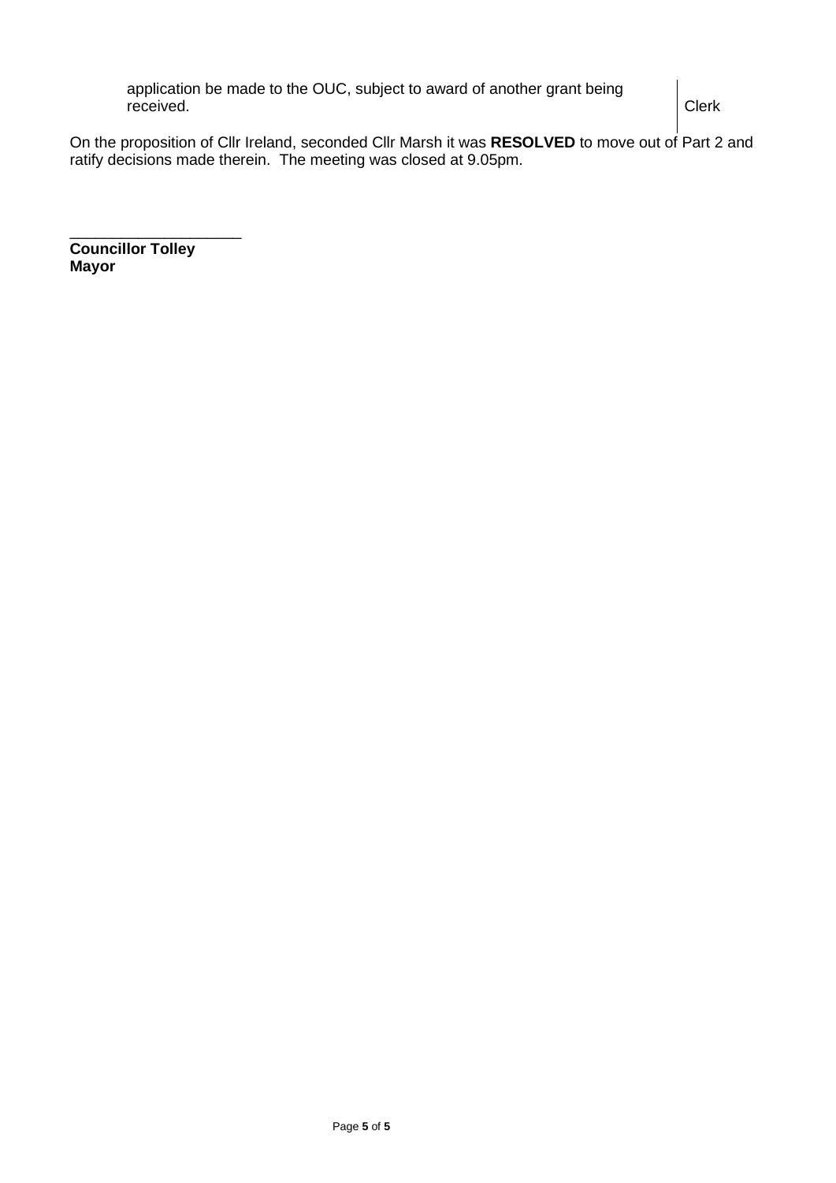| | |
|---|---|
| application be made to the OUC, subject to award of another grant being received. | Clerk |

On the proposition of Cllr Ireland, seconded Cllr Marsh it was **RESOLVED** to move out of Part 2 and ratify decisions made therein. The meeting was closed at 9.05pm.

____________________
**Councillor Tolley**
**Mayor**